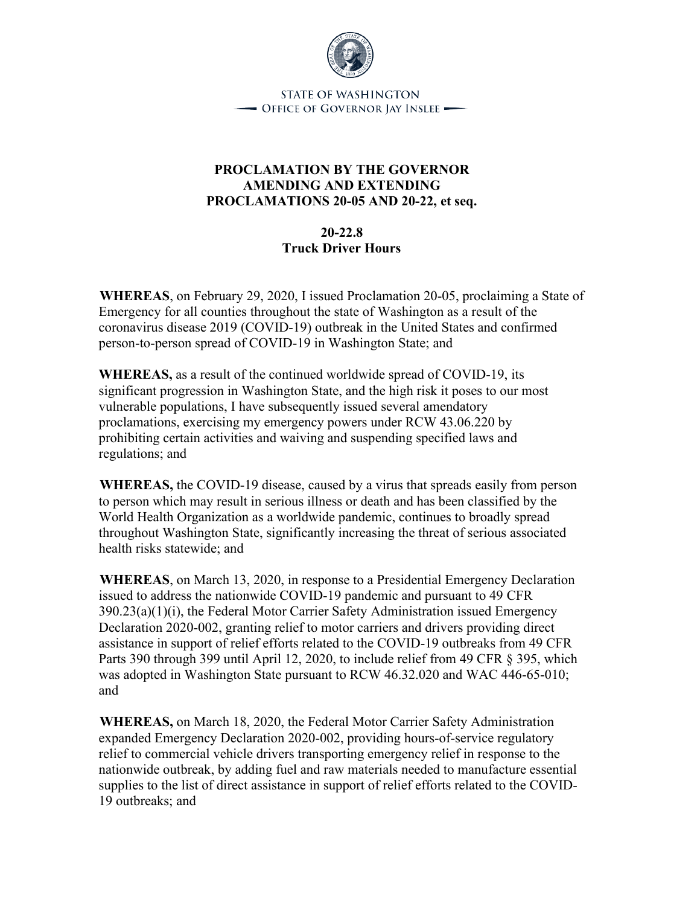STATE OF WASHINGTON
OFFICE OF GOVERNOR JAY INSLEE

**PROCLAMATION BY THE GOVERNOR AMENDING AND EXTENDING PROCLAMATIONS 20-05 AND 20-22, et seq.**

**20-22.8**
**Truck Driver Hours**

**WHEREAS**, on February 29, 2020, I issued Proclamation 20-05, proclaiming a State of Emergency for all counties throughout the state of Washington as a result of the coronavirus disease 2019 (COVID-19) outbreak in the United States and confirmed person-to-person spread of COVID-19 in Washington State; and

**WHEREAS,** as a result of the continued worldwide spread of COVID-19, its significant progression in Washington State, and the high risk it poses to our most vulnerable populations, I have subsequently issued several amendatory proclamations, exercising my emergency powers under RCW 43.06.220 by prohibiting certain activities and waiving and suspending specified laws and regulations; and

**WHEREAS,** the COVID-19 disease, caused by a virus that spreads easily from person to person which may result in serious illness or death and has been classified by the World Health Organization as a worldwide pandemic, continues to broadly spread throughout Washington State, significantly increasing the threat of serious associated health risks statewide; and

**WHEREAS**, on March 13, 2020, in response to a Presidential Emergency Declaration issued to address the nationwide COVID-19 pandemic and pursuant to 49 CFR 390.23(a)(1)(i), the Federal Motor Carrier Safety Administration issued Emergency Declaration 2020-002, granting relief to motor carriers and drivers providing direct assistance in support of relief efforts related to the COVID-19 outbreaks from 49 CFR Parts 390 through 399 until April 12, 2020, to include relief from 49 CFR § 395, which was adopted in Washington State pursuant to RCW 46.32.020 and WAC 446-65-010; and

**WHEREAS,** on March 18, 2020, the Federal Motor Carrier Safety Administration expanded Emergency Declaration 2020-002, providing hours-of-service regulatory relief to commercial vehicle drivers transporting emergency relief in response to the nationwide outbreak, by adding fuel and raw materials needed to manufacture essential supplies to the list of direct assistance in support of relief efforts related to the COVID-19 outbreaks; and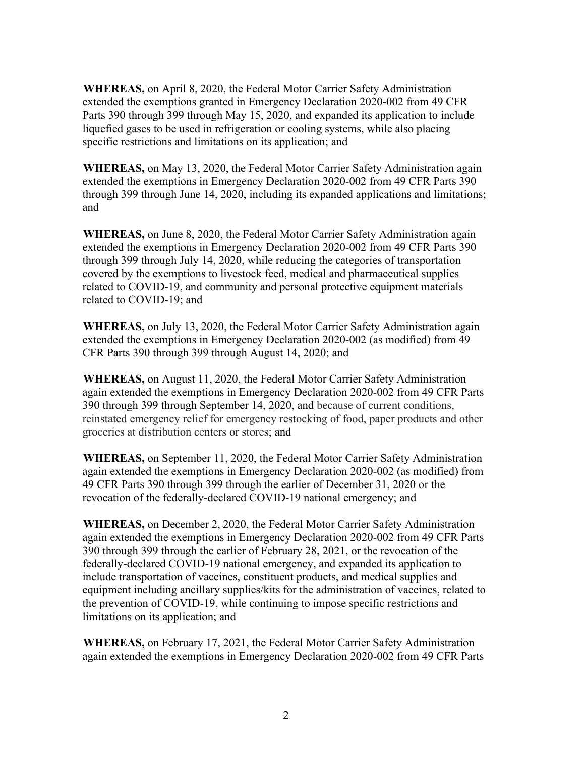**WHEREAS,** on April 8, 2020, the Federal Motor Carrier Safety Administration extended the exemptions granted in Emergency Declaration 2020-002 from 49 CFR Parts 390 through 399 through May 15, 2020, and expanded its application to include liquefied gases to be used in refrigeration or cooling systems, while also placing specific restrictions and limitations on its application; and

**WHEREAS,** on May 13, 2020, the Federal Motor Carrier Safety Administration again extended the exemptions in Emergency Declaration 2020-002 from 49 CFR Parts 390 through 399 through June 14, 2020, including its expanded applications and limitations; and

**WHEREAS,** on June 8, 2020, the Federal Motor Carrier Safety Administration again extended the exemptions in Emergency Declaration 2020-002 from 49 CFR Parts 390 through 399 through July 14, 2020, while reducing the categories of transportation covered by the exemptions to livestock feed, medical and pharmaceutical supplies related to COVID-19, and community and personal protective equipment materials related to COVID-19; and

**WHEREAS,** on July 13, 2020, the Federal Motor Carrier Safety Administration again extended the exemptions in Emergency Declaration 2020-002 (as modified) from 49 CFR Parts 390 through 399 through August 14, 2020; and

**WHEREAS,** on August 11, 2020, the Federal Motor Carrier Safety Administration again extended the exemptions in Emergency Declaration 2020-002 from 49 CFR Parts 390 through 399 through September 14, 2020, and because of current conditions, reinstated emergency relief for emergency restocking of food, paper products and other groceries at distribution centers or stores; and

**WHEREAS,** on September 11, 2020, the Federal Motor Carrier Safety Administration again extended the exemptions in Emergency Declaration 2020-002 (as modified) from 49 CFR Parts 390 through 399 through the earlier of December 31, 2020 or the revocation of the federally-declared COVID-19 national emergency; and

**WHEREAS,** on December 2, 2020, the Federal Motor Carrier Safety Administration again extended the exemptions in Emergency Declaration 2020-002 from 49 CFR Parts 390 through 399 through the earlier of February 28, 2021, or the revocation of the federally-declared COVID-19 national emergency, and expanded its application to include transportation of vaccines, constituent products, and medical supplies and equipment including ancillary supplies/kits for the administration of vaccines, related to the prevention of COVID-19, while continuing to impose specific restrictions and limitations on its application; and

**WHEREAS,** on February 17, 2021, the Federal Motor Carrier Safety Administration again extended the exemptions in Emergency Declaration 2020-002 from 49 CFR Parts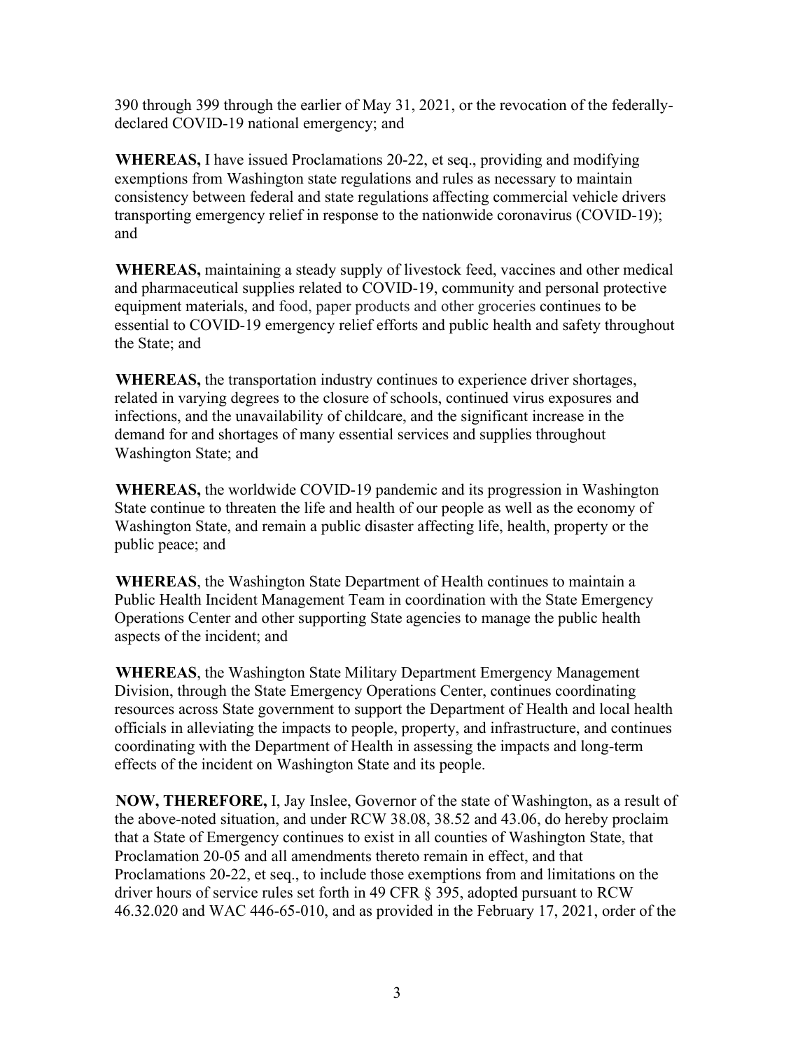390 through 399 through the earlier of May 31, 2021, or the revocation of the federally-declared COVID-19 national emergency; and

**WHEREAS,** I have issued Proclamations 20-22, et seq., providing and modifying exemptions from Washington state regulations and rules as necessary to maintain consistency between federal and state regulations affecting commercial vehicle drivers transporting emergency relief in response to the nationwide coronavirus (COVID-19); and

**WHEREAS,** maintaining a steady supply of livestock feed, vaccines and other medical and pharmaceutical supplies related to COVID-19, community and personal protective equipment materials, and food, paper products and other groceries continues to be essential to COVID-19 emergency relief efforts and public health and safety throughout the State; and

**WHEREAS,** the transportation industry continues to experience driver shortages, related in varying degrees to the closure of schools, continued virus exposures and infections, and the unavailability of childcare, and the significant increase in the demand for and shortages of many essential services and supplies throughout Washington State; and

**WHEREAS,** the worldwide COVID-19 pandemic and its progression in Washington State continue to threaten the life and health of our people as well as the economy of Washington State, and remain a public disaster affecting life, health, property or the public peace; and

**WHEREAS**, the Washington State Department of Health continues to maintain a Public Health Incident Management Team in coordination with the State Emergency Operations Center and other supporting State agencies to manage the public health aspects of the incident; and

**WHEREAS**, the Washington State Military Department Emergency Management Division, through the State Emergency Operations Center, continues coordinating resources across State government to support the Department of Health and local health officials in alleviating the impacts to people, property, and infrastructure, and continues coordinating with the Department of Health in assessing the impacts and long-term effects of the incident on Washington State and its people.

**NOW, THEREFORE,** I, Jay Inslee, Governor of the state of Washington, as a result of the above-noted situation, and under RCW 38.08, 38.52 and 43.06, do hereby proclaim that a State of Emergency continues to exist in all counties of Washington State, that Proclamation 20-05 and all amendments thereto remain in effect, and that Proclamations 20-22, et seq., to include those exemptions from and limitations on the driver hours of service rules set forth in 49 CFR § 395, adopted pursuant to RCW 46.32.020 and WAC 446-65-010, and as provided in the February 17, 2021, order of the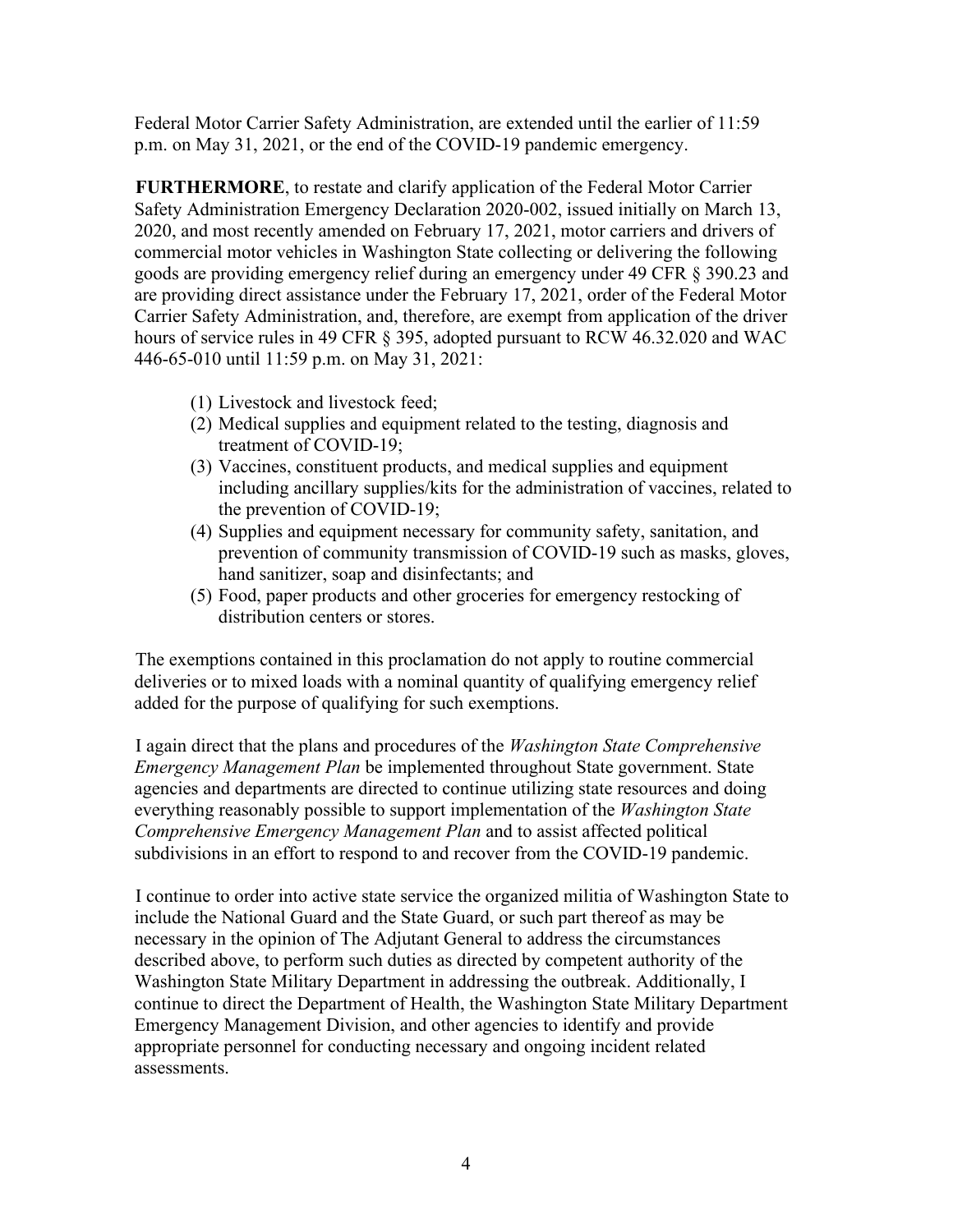Federal Motor Carrier Safety Administration, are extended until the earlier of 11:59 p.m. on May 31, 2021, or the end of the COVID-19 pandemic emergency.

**FURTHERMORE**, to restate and clarify application of the Federal Motor Carrier Safety Administration Emergency Declaration 2020-002, issued initially on March 13, 2020, and most recently amended on February 17, 2021, motor carriers and drivers of commercial motor vehicles in Washington State collecting or delivering the following goods are providing emergency relief during an emergency under 49 CFR § 390.23 and are providing direct assistance under the February 17, 2021, order of the Federal Motor Carrier Safety Administration, and, therefore, are exempt from application of the driver hours of service rules in 49 CFR § 395, adopted pursuant to RCW 46.32.020 and WAC 446-65-010 until 11:59 p.m. on May 31, 2021:

(1) Livestock and livestock feed;
(2) Medical supplies and equipment related to the testing, diagnosis and treatment of COVID-19;
(3) Vaccines, constituent products, and medical supplies and equipment including ancillary supplies/kits for the administration of vaccines, related to the prevention of COVID-19;
(4) Supplies and equipment necessary for community safety, sanitation, and prevention of community transmission of COVID-19 such as masks, gloves, hand sanitizer, soap and disinfectants; and
(5) Food, paper products and other groceries for emergency restocking of distribution centers or stores.

The exemptions contained in this proclamation do not apply to routine commercial deliveries or to mixed loads with a nominal quantity of qualifying emergency relief added for the purpose of qualifying for such exemptions.

I again direct that the plans and procedures of the *Washington State Comprehensive Emergency Management Plan* be implemented throughout State government. State agencies and departments are directed to continue utilizing state resources and doing everything reasonably possible to support implementation of the *Washington State Comprehensive Emergency Management Plan* and to assist affected political subdivisions in an effort to respond to and recover from the COVID-19 pandemic.

I continue to order into active state service the organized militia of Washington State to include the National Guard and the State Guard, or such part thereof as may be necessary in the opinion of The Adjutant General to address the circumstances described above, to perform such duties as directed by competent authority of the Washington State Military Department in addressing the outbreak. Additionally, I continue to direct the Department of Health, the Washington State Military Department Emergency Management Division, and other agencies to identify and provide appropriate personnel for conducting necessary and ongoing incident related assessments.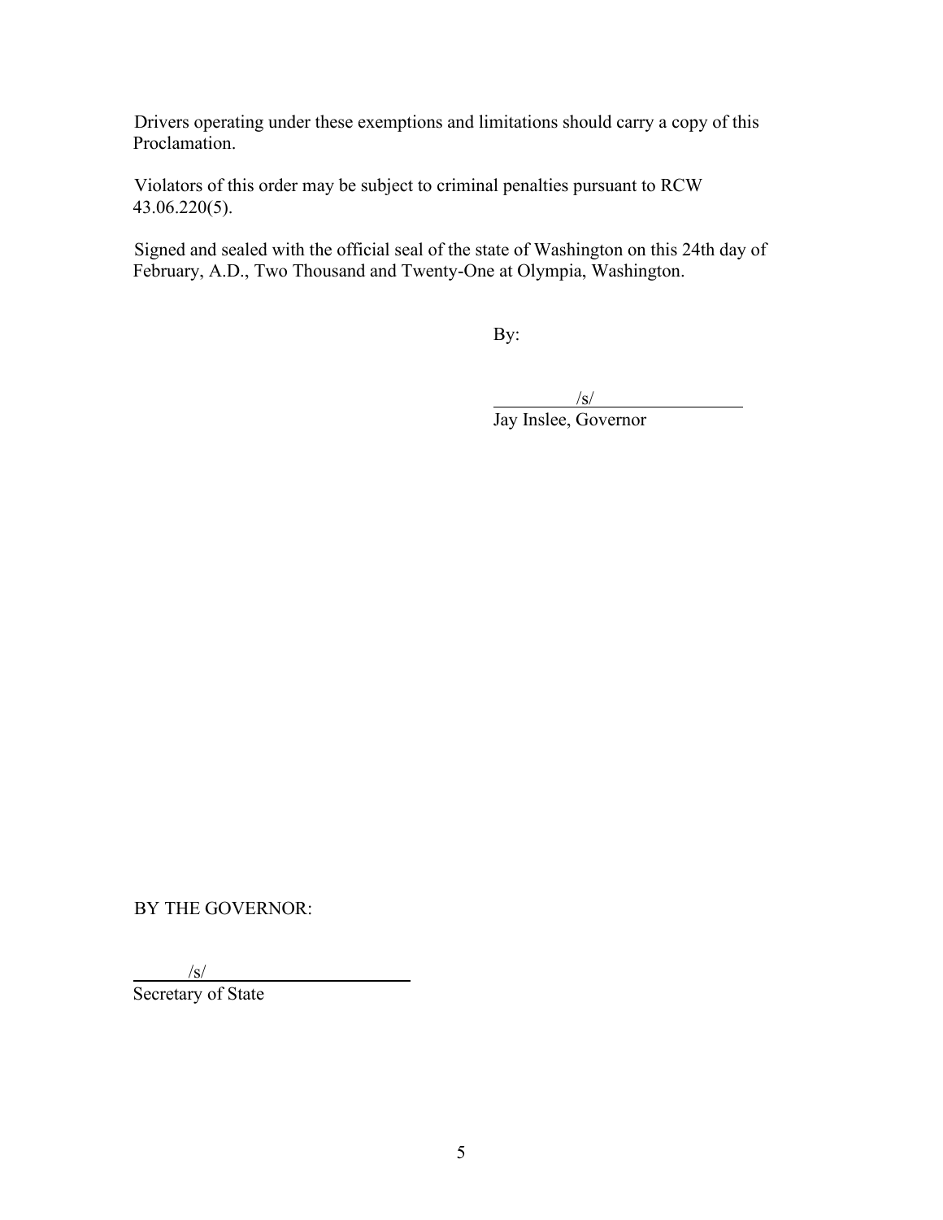Drivers operating under these exemptions and limitations should carry a copy of this Proclamation.

Violators of this order may be subject to criminal penalties pursuant to RCW 43.06.220(5).

Signed and sealed with the official seal of the state of Washington on this 24th day of February, A.D., Two Thousand and Twenty-One at Olympia, Washington.

By:

/s/

Jay Inslee, Governor

BY THE GOVERNOR:

/s/

Secretary of State